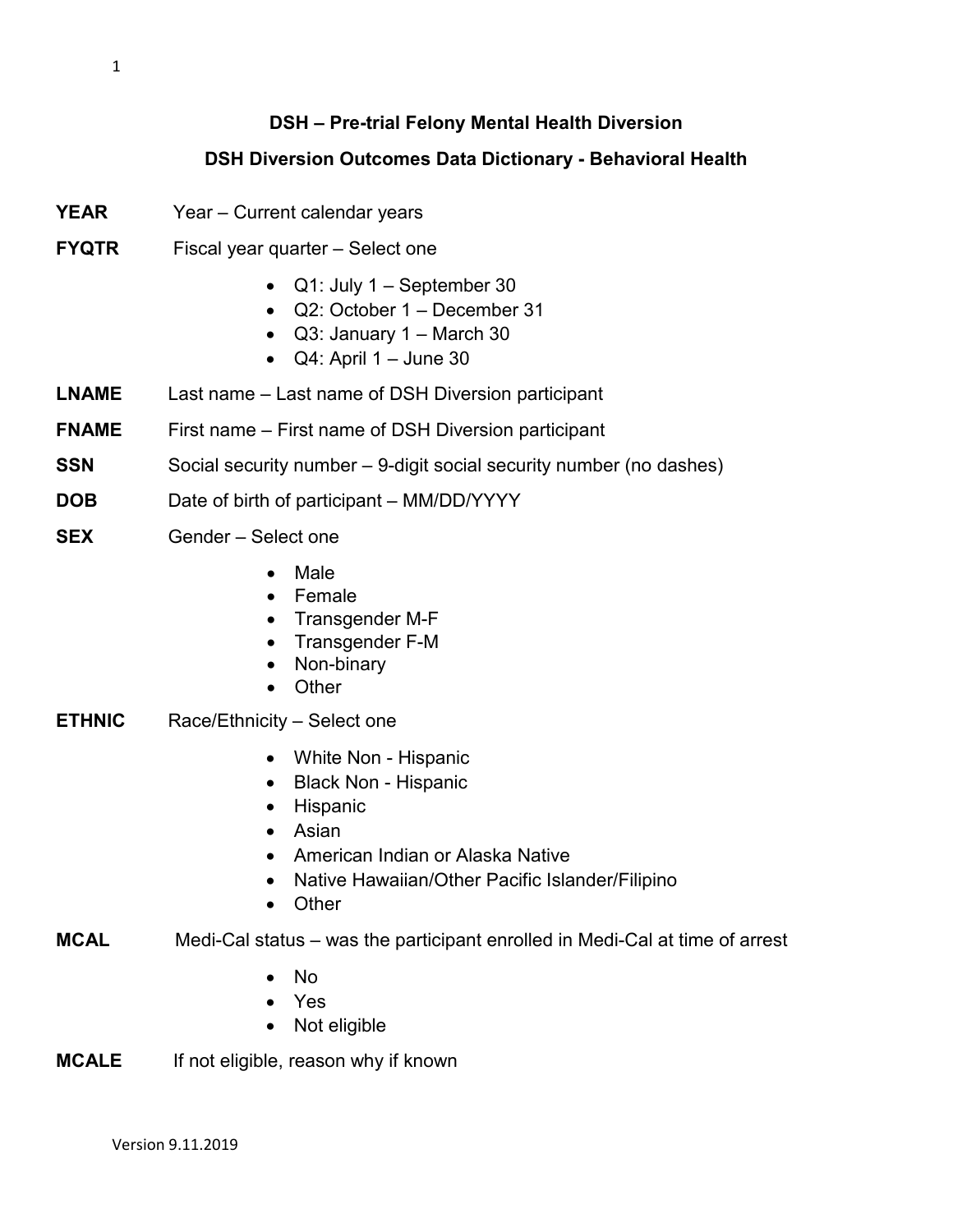## DSH – Pre-trial Felony Mental Health Diversion

## DSH Diversion Outcomes Data Dictionary - Behavioral Health

**YEAR** Year – Current calendar years

**FYQTR** Fiscal year quarter – Select one

- Q1: July 1 – September 30
- Q2: October 1 – December 31
- Q3: January 1 – March 30
- Q4: April 1 – June 30

**LNAME** Last name – Last name of DSH Diversion participant

**FNAME** First name – First name of DSH Diversion participant

**SSN** Social security number – 9-digit social security number (no dashes)

**DOB** Date of birth of participant – MM/DD/YYYY

**SEX** Gender – Select one

- Male
- Female
- Transgender M-F
- Transgender F-M
- Non-binary
- Other

**ETHNIC** Race/Ethnicity – Select one

- White Non - Hispanic
- Black Non - Hispanic
- Hispanic
- Asian
- American Indian or Alaska Native
- Native Hawaiian/Other Pacific Islander/Filipino
- Other

**MCAL** Medi-Cal status – was the participant enrolled in Medi-Cal at time of arrest

- No
- Yes
- Not eligible

**MCALE** If not eligible, reason why if known

Version 9.11.2019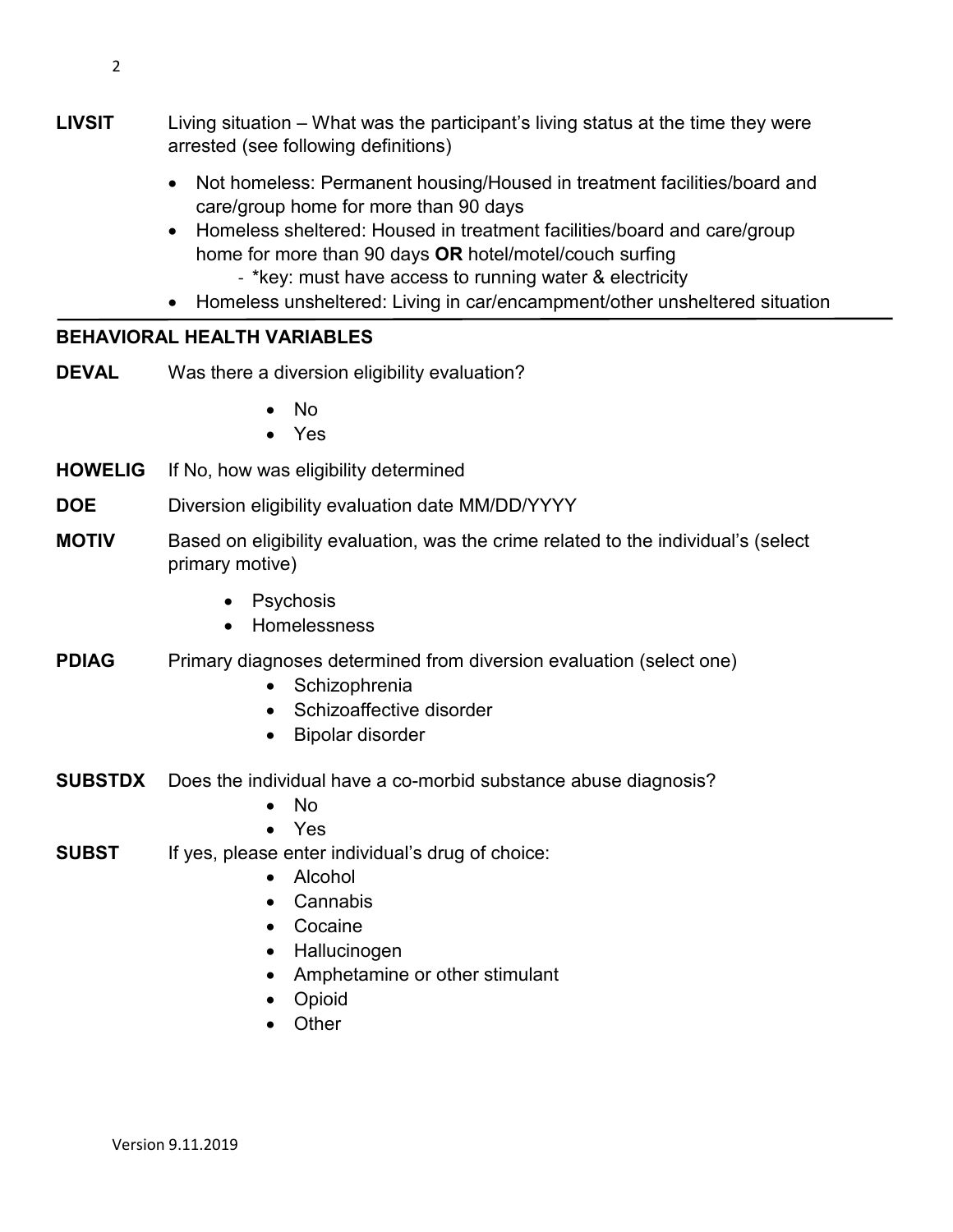**LIVSIT** Living situation – What was the participant's living status at the time they were arrested (see following definitions)

- Not homeless: Permanent housing/Housed in treatment facilities/board and care/group home for more than 90 days
- Homeless sheltered: Housed in treatment facilities/board and care/group home for more than 90 days **OR** hotel/motel/couch surfing
  - *key: must have access to running water & electricity
- Homeless unsheltered: Living in car/encampment/other unsheltered situation

---

## BEHAVIORAL HEALTH VARIABLES

**DEVAL** Was there a diversion eligibility evaluation?

- No
- Yes

**HOWELIG** If No, how was eligibility determined

**DOE** Diversion eligibility evaluation date MM/DD/YYYY

**MOTIV** Based on eligibility evaluation, was the crime related to the individual's (select primary motive)

- Psychosis
- Homelessness

**PDIAG** Primary diagnoses determined from diversion evaluation (select one)

- Schizophrenia
- Schizoaffective disorder
- Bipolar disorder

**SUBSTDX** Does the individual have a co-morbid substance abuse diagnosis?

- No
- Yes

**SUBST** If yes, please enter individual's drug of choice:

- Alcohol
- Cannabis
- Cocaine
- Hallucinogen
- Amphetamine or other stimulant
- Opioid
- Other

Version 9.11.2019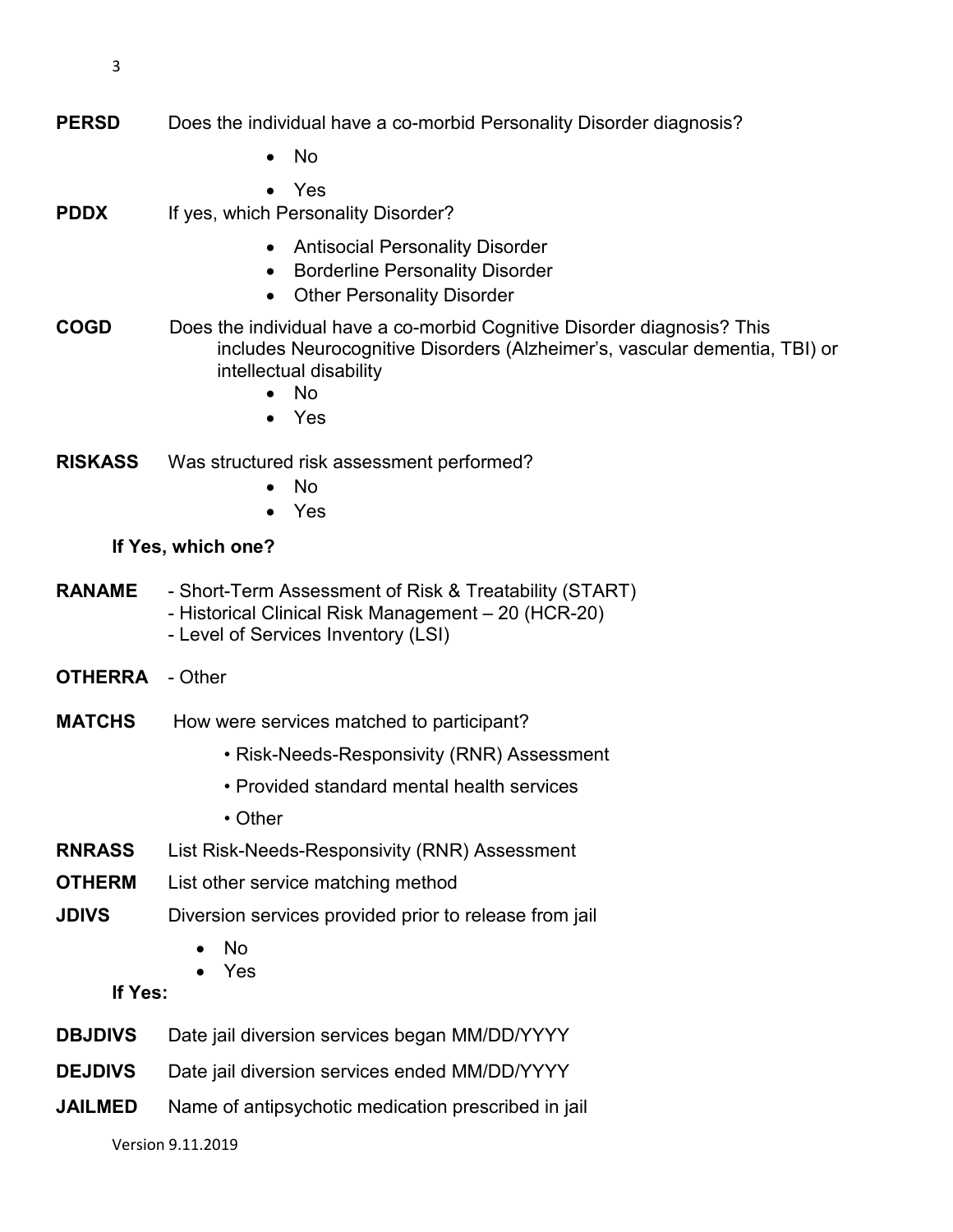**PERSD** Does the individual have a co-morbid Personality Disorder diagnosis?

- No
- Yes

**PDDX** If yes, which Personality Disorder?

- Antisocial Personality Disorder
- Borderline Personality Disorder
- Other Personality Disorder

**COGD** Does the individual have a co-morbid Cognitive Disorder diagnosis? This includes Neurocognitive Disorders (Alzheimer's, vascular dementia, TBI) or intellectual disability

- No
- Yes

**RISKASS** Was structured risk assessment performed?

- No
- Yes

**If Yes, which one?**

**RANAME** - Short-Term Assessment of Risk & Treatability (START)
- Historical Clinical Risk Management – 20 (HCR-20)
- Level of Services Inventory (LSI)

**OTHERRA** - Other

**MATCHS** How were services matched to participant?

- Risk-Needs-Responsivity (RNR) Assessment
- Provided standard mental health services
- Other

**RNRASS** List Risk-Needs-Responsivity (RNR) Assessment

**OTHERM** List other service matching method

**JDIVS** Diversion services provided prior to release from jail

- No
- Yes

**If Yes:**

**DBJDIVS** Date jail diversion services began MM/DD/YYYY

**DEJDIVS** Date jail diversion services ended MM/DD/YYYY

**JAILMED** Name of antipsychotic medication prescribed in jail

Version 9.11.2019